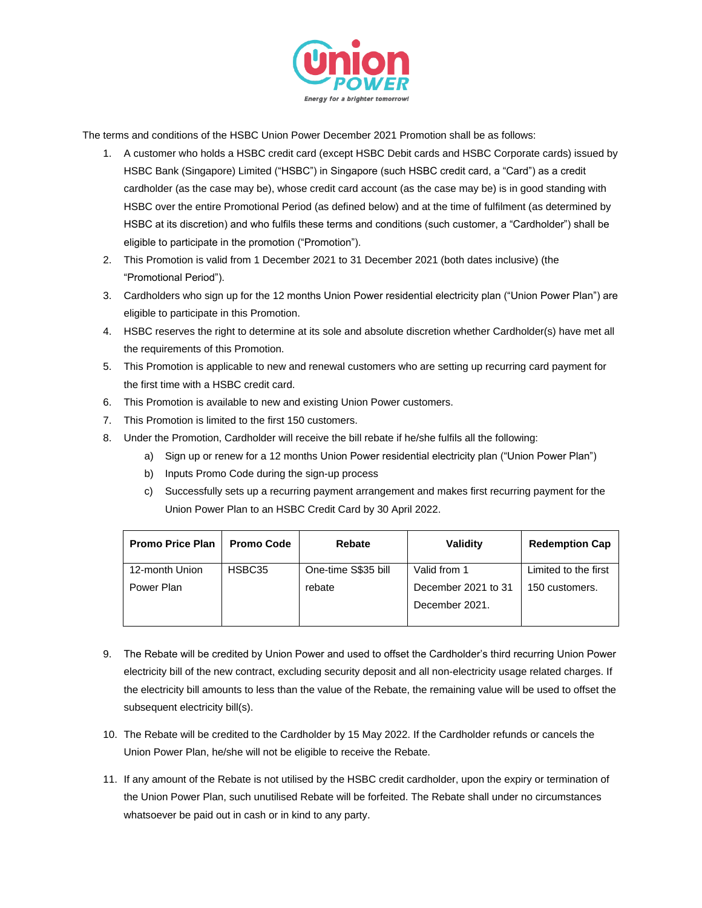The terms and conditions of the HSBC Union Power December 2021 Promotion shall be as follows:

1. A customer who holds a HSBC credit card (except HSBC Debit cards and HSBC Corporate cards) issued by HSBC Bank (Singapore) Limited ("HSBC") in Singapore (such HSBC credit card, a "Card") as a credit cardholder (as the case may be), whose credit card account (as the case may be) is in good standing with HSBC over the entire Promotional Period (as defined below) and at the time of fulfilment (as determined by HSBC at its discretion) and who fulfils these terms and conditions (such customer, a "Cardholder") shall be eligible to participate in the promotion ("Promotion").
2. This Promotion is valid from 1 December 2021 to 31 December 2021 (both dates inclusive) (the "Promotional Period").
3. Cardholders who sign up for the 12 months Union Power residential electricity plan ("Union Power Plan") are eligible to participate in this Promotion.
4. HSBC reserves the right to determine at its sole and absolute discretion whether Cardholder(s) have met all the requirements of this Promotion.
5. This Promotion is applicable to new and renewal customers who are setting up recurring card payment for the first time with a HSBC credit card.
6. This Promotion is available to new and existing Union Power customers.
7. This Promotion is limited to the first 150 customers.
8. Under the Promotion, Cardholder will receive the bill rebate if he/she fulfils all the following:
   a) Sign up or renew for a 12 months Union Power residential electricity plan ("Union Power Plan")
   b) Inputs Promo Code during the sign-up process
   c) Successfully sets up a recurring payment arrangement and makes first recurring payment for the Union Power Plan to an HSBC Credit Card by 30 April 2022.

| Promo Price Plan | Promo Code | Rebate | Validity | Redemption Cap |
|---|---|---|---|---|
| 12-month Union Power Plan | HSBC35 | One-time S$35 bill rebate | Valid from 1 December 2021 to 31 December 2021. | Limited to the first 150 customers. |

9. The Rebate will be credited by Union Power and used to offset the Cardholder's third recurring Union Power electricity bill of the new contract, excluding security deposit and all non-electricity usage related charges. If the electricity bill amounts to less than the value of the Rebate, the remaining value will be used to offset the subsequent electricity bill(s).

10. The Rebate will be credited to the Cardholder by 15 May 2022. If the Cardholder refunds or cancels the Union Power Plan, he/she will not be eligible to receive the Rebate.

11. If any amount of the Rebate is not utilised by the HSBC credit cardholder, upon the expiry or termination of the Union Power Plan, such unutilised Rebate will be forfeited. The Rebate shall under no circumstances whatsoever be paid out in cash or in kind to any party.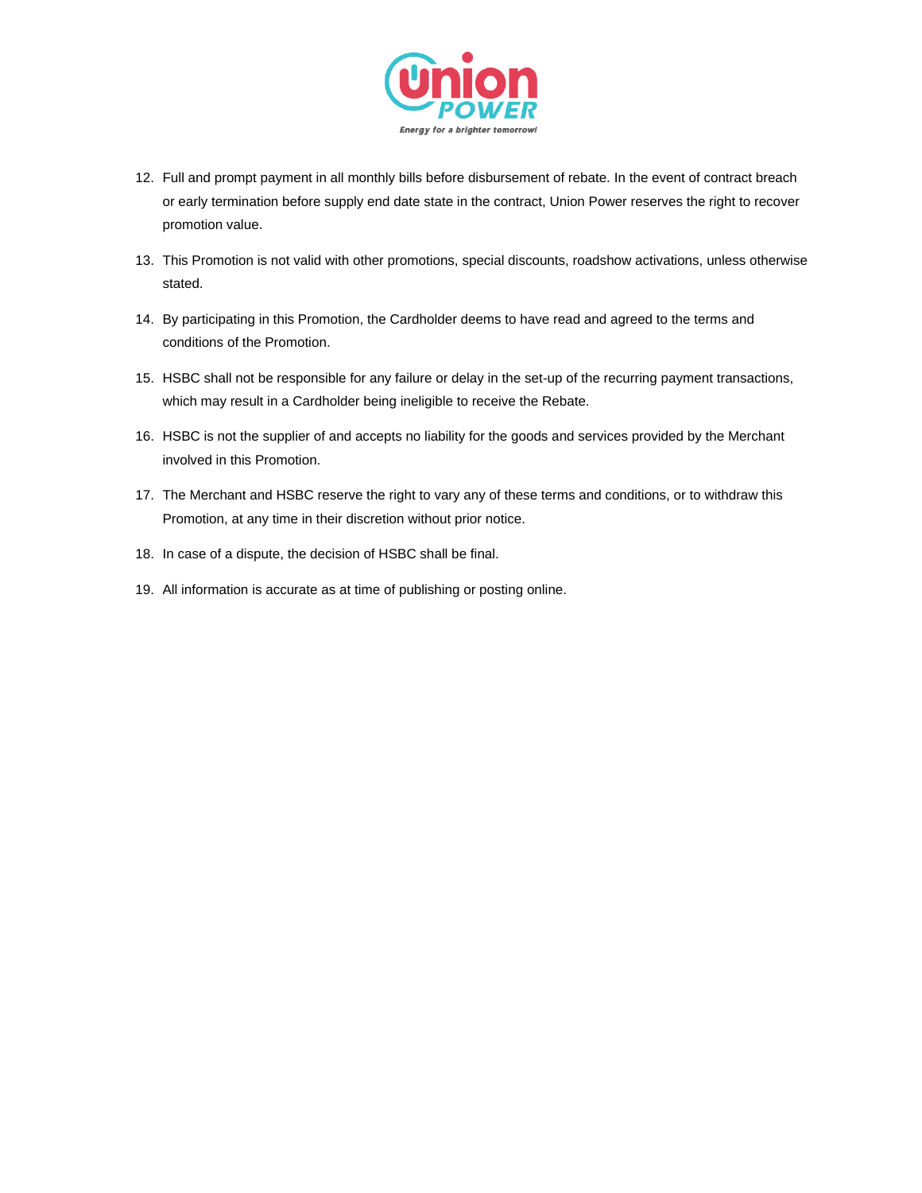12. Full and prompt payment in all monthly bills before disbursement of rebate. In the event of contract breach or early termination before supply end date state in the contract, Union Power reserves the right to recover promotion value.
13. This Promotion is not valid with other promotions, special discounts, roadshow activations, unless otherwise stated.
14. By participating in this Promotion, the Cardholder deems to have read and agreed to the terms and conditions of the Promotion.
15. HSBC shall not be responsible for any failure or delay in the set-up of the recurring payment transactions, which may result in a Cardholder being ineligible to receive the Rebate.
16. HSBC is not the supplier of and accepts no liability for the goods and services provided by the Merchant involved in this Promotion.
17. The Merchant and HSBC reserve the right to vary any of these terms and conditions, or to withdraw this Promotion, at any time in their discretion without prior notice.
18. In case of a dispute, the decision of HSBC shall be final.
19. All information is accurate as at time of publishing or posting online.